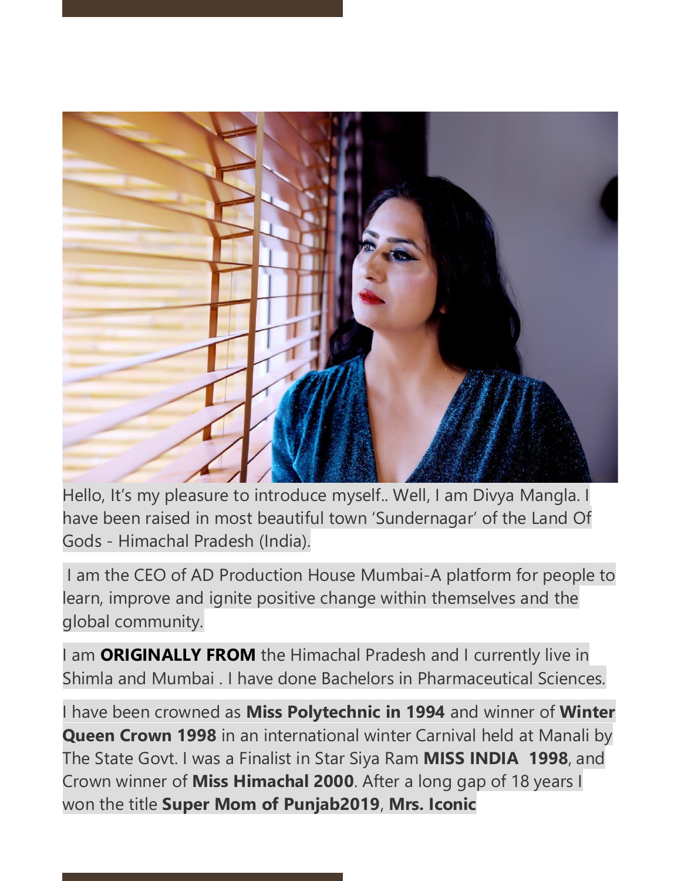Hello, It's my pleasure to introduce myself.. Well, I am Divya Mangla. I have been raised in most beautiful town 'Sundernagar' of the Land Of Gods - Himachal Pradesh (India).

I am the CEO of AD Production House Mumbai-A platform for people to learn, improve and ignite positive change within themselves and the global community.

I am **ORIGINALLY FROM** the Himachal Pradesh and I currently live in Shimla and Mumbai . I have done Bachelors in Pharmaceutical Sciences.

I have been crowned as **Miss Polytechnic in 1994** and winner of **Winter Queen Crown 1998** in an international winter Carnival held at Manali by The State Govt. I was a Finalist in Star Siya Ram **MISS INDIA 1998**, and Crown winner of **Miss Himachal 2000**. After a long gap of 18 years I won the title **Super Mom of Punjab2019**, **Mrs. Iconic**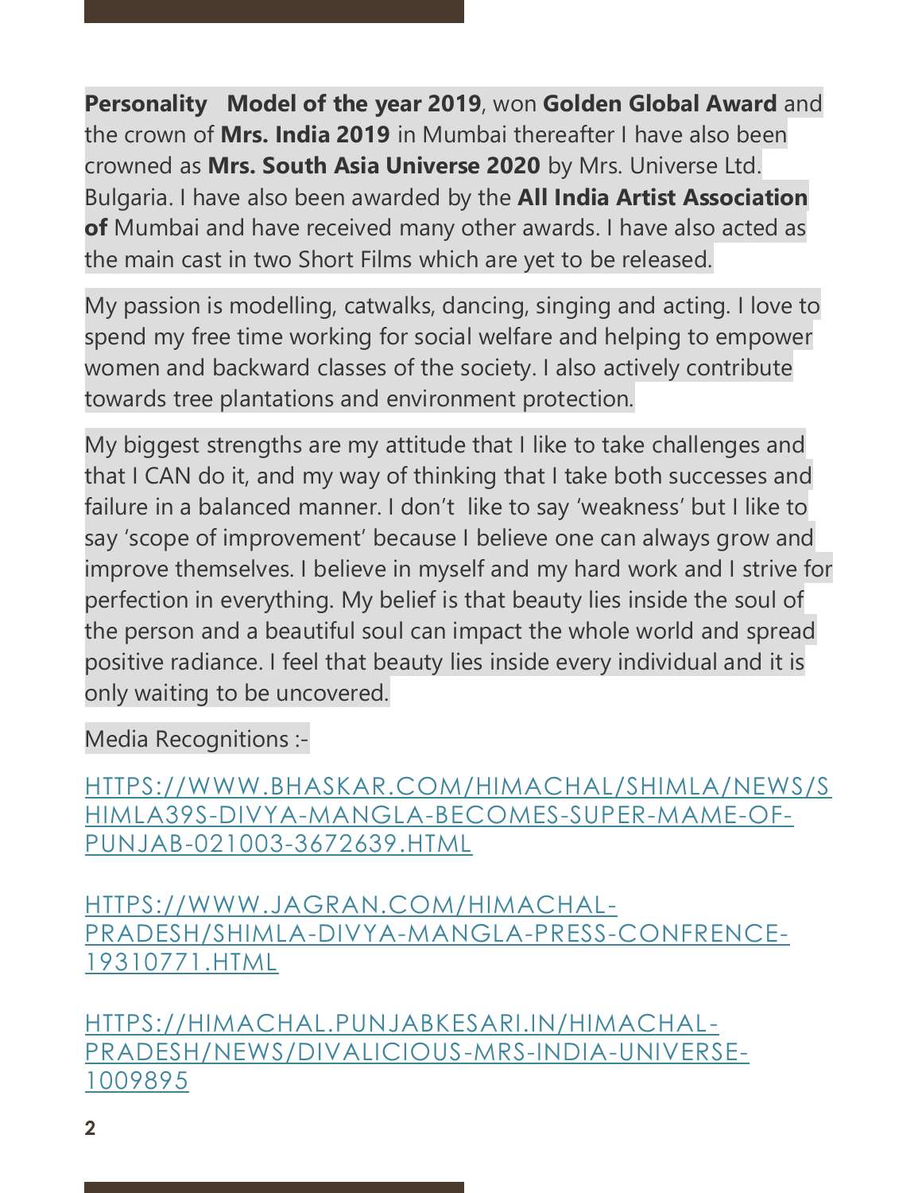**Personality   Model of the year 2019**, won **Golden Global Award** and the crown of **Mrs. India 2019** in Mumbai thereafter I have also been crowned as **Mrs. South Asia Universe 2020** by Mrs. Universe Ltd. Bulgaria. I have also been awarded by the **All India Artist Association of** Mumbai and have received many other awards. I have also acted as the main cast in two Short Films which are yet to be released.

My passion is modelling, catwalks, dancing, singing and acting. I love to spend my free time working for social welfare and helping to empower women and backward classes of the society. I also actively contribute towards tree plantations and environment protection.

My biggest strengths are my attitude that I like to take challenges and that I CAN do it, and my way of thinking that I take both successes and failure in a balanced manner. I don't  like to say 'weakness' but I like to say 'scope of improvement' because I believe one can always grow and improve themselves. I believe in myself and my hard work and I strive for perfection in everything. My belief is that beauty lies inside the soul of the person and a beautiful soul can impact the whole world and spread positive radiance. I feel that beauty lies inside every individual and it is only waiting to be uncovered.

Media Recognitions :-

HTTPS://WWW.BHASKAR.COM/HIMACHAL/SHIMLA/NEWS/SHIMLA39S-DIVYA-MANGLA-BECOMES-SUPER-MAME-OF-PUNJAB-021003-3672639.HTML

HTTPS://WWW.JAGRAN.COM/HIMACHAL-PRADESH/SHIMLA-DIVYA-MANGLA-PRESS-CONFRENCE-19310771.HTML

HTTPS://HIMACHAL.PUNJABKESARI.IN/HIMACHAL-PRADESH/NEWS/DIVALICIOUS-MRS-INDIA-UNIVERSE-1009895